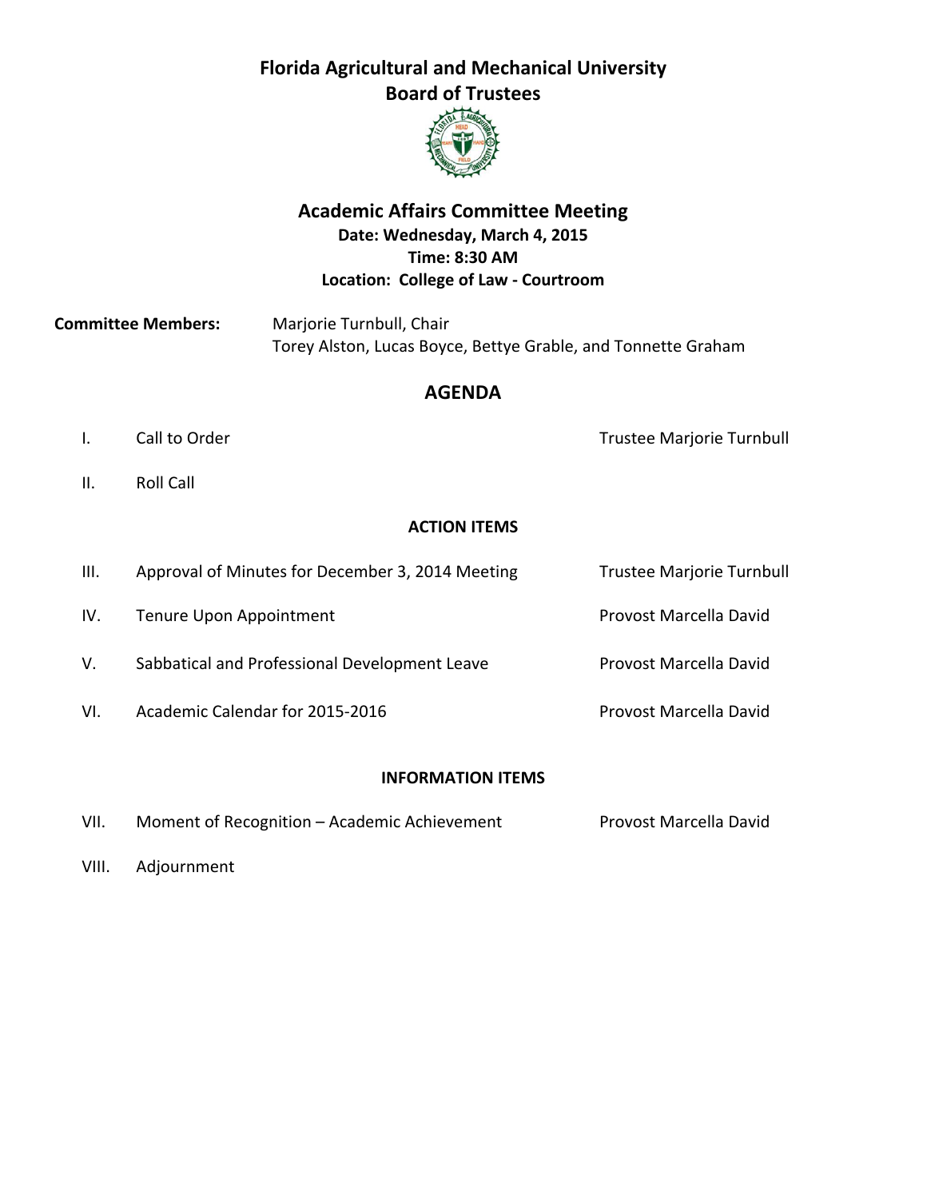# Florida Agricultural and Mechanical University
## Board of Trustees

## Academic Affairs Committee Meeting

**Date: Wednesday, March 4, 2015**
**Time: 8:30 AM**
**Location: College of Law - Courtroom**

**Committee Members:** Marjorie Turnbull, Chair
Torey Alston, Lucas Boyce, Bettye Grable, and Tonnette Graham

## AGENDA

| | | |
|---|---|---|
| I. | Call to Order | Trustee Marjorie Turnbull |
| II. | Roll Call | |

**ACTION ITEMS**

| | | |
|---|---|---|
| III. | Approval of Minutes for December 3, 2014 Meeting | Trustee Marjorie Turnbull |
| IV. | Tenure Upon Appointment | Provost Marcella David |
| V. | Sabbatical and Professional Development Leave | Provost Marcella David |
| VI. | Academic Calendar for 2015-2016 | Provost Marcella David |

**INFORMATION ITEMS**

| | | |
|---|---|---|
| VII. | Moment of Recognition – Academic Achievement | Provost Marcella David |
| VIII. | Adjournment | |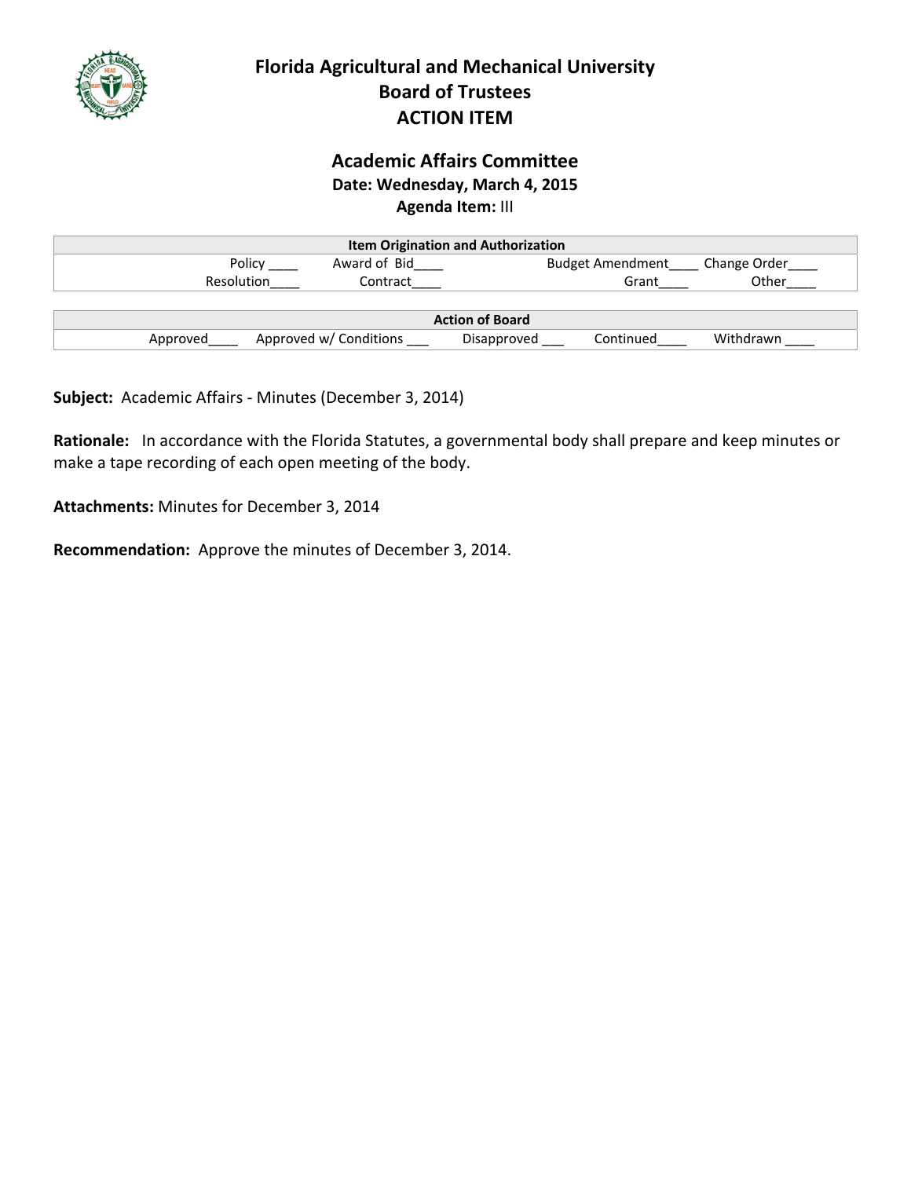# Florida Agricultural and Mechanical University
## Board of Trustees
## ACTION ITEM

### Academic Affairs Committee
**Date: Wednesday, March 4, 2015**
**Agenda Item:** III

| Item Origination and Authorization | | | |
|---|---|---|---|
| Policy ____ | Award of Bid____ | Budget Amendment____ | Change Order____ |
| Resolution____ | Contract____ | Grant____ | Other____ |

| Action of Board | | | | |
|---|---|---|---|---|
| Approved____ | Approved w/ Conditions ___ | Disapproved ___ | Continued____ | Withdrawn ____ |

**Subject:** Academic Affairs - Minutes (December 3, 2014)

**Rationale:** In accordance with the Florida Statutes, a governmental body shall prepare and keep minutes or make a tape recording of each open meeting of the body.

**Attachments:** Minutes for December 3, 2014

**Recommendation:** Approve the minutes of December 3, 2014.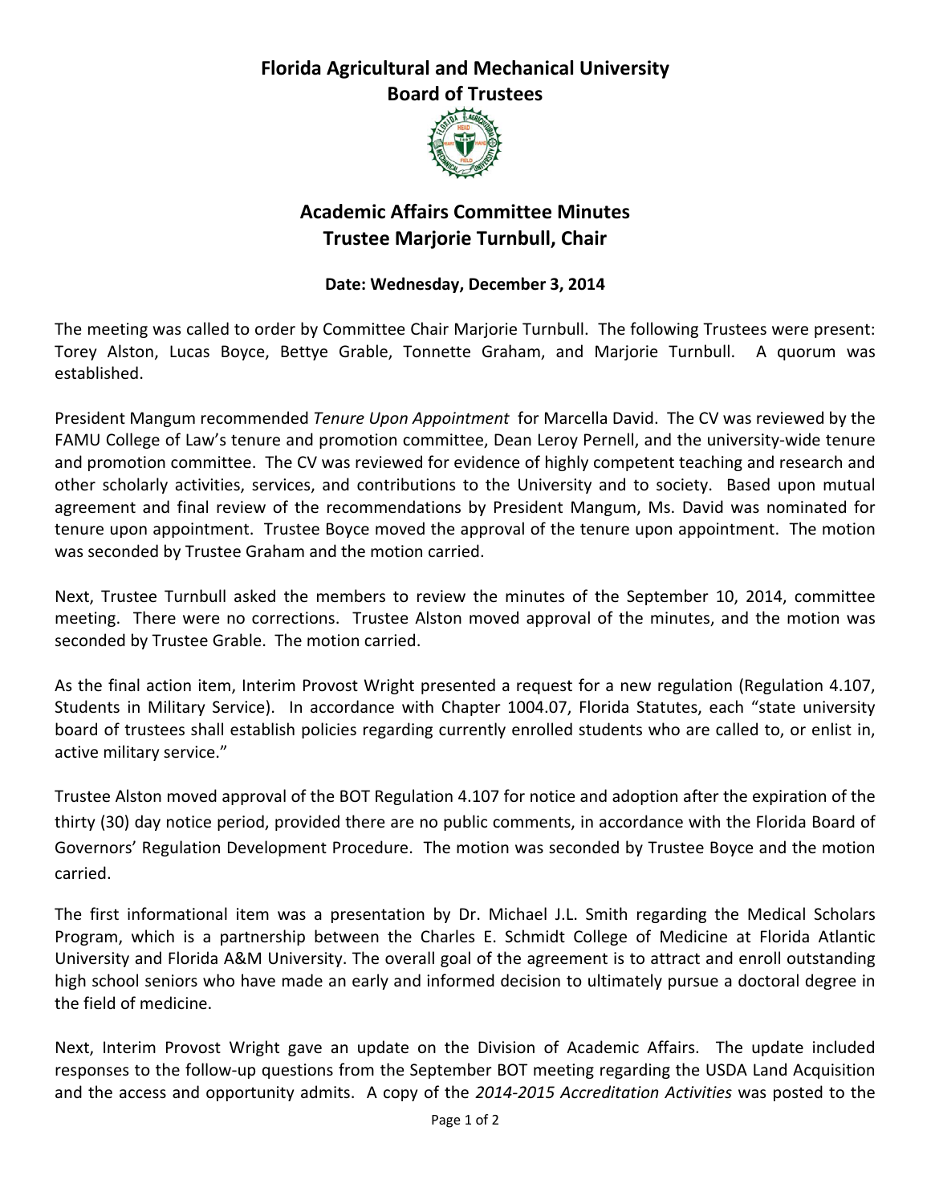# Florida Agricultural and Mechanical University
# Board of Trustees

## Academic Affairs Committee Minutes
## Trustee Marjorie Turnbull, Chair

**Date: Wednesday, December 3, 2014**

The meeting was called to order by Committee Chair Marjorie Turnbull. The following Trustees were present: Torey Alston, Lucas Boyce, Bettye Grable, Tonnette Graham, and Marjorie Turnbull. A quorum was established.

President Mangum recommended *Tenure Upon Appointment* for Marcella David. The CV was reviewed by the FAMU College of Law's tenure and promotion committee, Dean Leroy Pernell, and the university-wide tenure and promotion committee. The CV was reviewed for evidence of highly competent teaching and research and other scholarly activities, services, and contributions to the University and to society. Based upon mutual agreement and final review of the recommendations by President Mangum, Ms. David was nominated for tenure upon appointment. Trustee Boyce moved the approval of the tenure upon appointment. The motion was seconded by Trustee Graham and the motion carried.

Next, Trustee Turnbull asked the members to review the minutes of the September 10, 2014, committee meeting. There were no corrections. Trustee Alston moved approval of the minutes, and the motion was seconded by Trustee Grable. The motion carried.

As the final action item, Interim Provost Wright presented a request for a new regulation (Regulation 4.107, Students in Military Service). In accordance with Chapter 1004.07, Florida Statutes, each "state university board of trustees shall establish policies regarding currently enrolled students who are called to, or enlist in, active military service."

Trustee Alston moved approval of the BOT Regulation 4.107 for notice and adoption after the expiration of the thirty (30) day notice period, provided there are no public comments, in accordance with the Florida Board of Governors' Regulation Development Procedure. The motion was seconded by Trustee Boyce and the motion carried.

The first informational item was a presentation by Dr. Michael J.L. Smith regarding the Medical Scholars Program, which is a partnership between the Charles E. Schmidt College of Medicine at Florida Atlantic University and Florida A&M University. The overall goal of the agreement is to attract and enroll outstanding high school seniors who have made an early and informed decision to ultimately pursue a doctoral degree in the field of medicine.

Next, Interim Provost Wright gave an update on the Division of Academic Affairs. The update included responses to the follow-up questions from the September BOT meeting regarding the USDA Land Acquisition and the access and opportunity admits. A copy of the *2014-2015 Accreditation Activities* was posted to the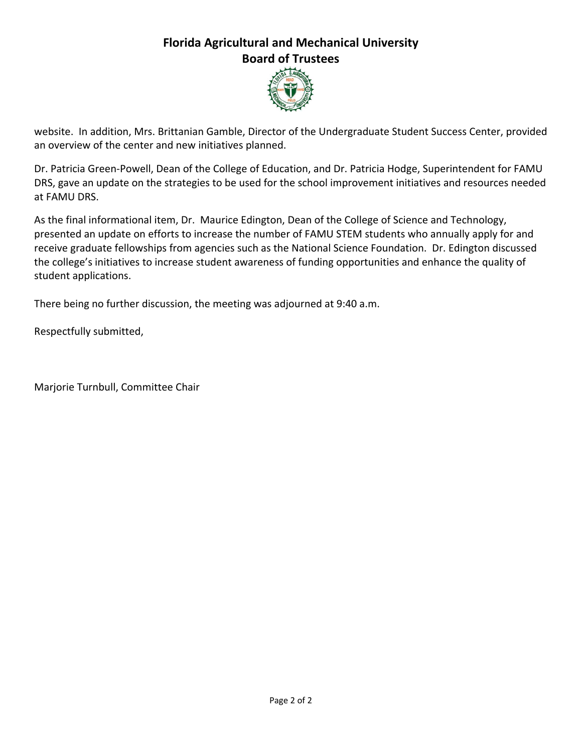website. In addition, Mrs. Brittanian Gamble, Director of the Undergraduate Student Success Center, provided an overview of the center and new initiatives planned.

Dr. Patricia Green-Powell, Dean of the College of Education, and Dr. Patricia Hodge, Superintendent for FAMU DRS, gave an update on the strategies to be used for the school improvement initiatives and resources needed at FAMU DRS.

As the final informational item, Dr. Maurice Edington, Dean of the College of Science and Technology, presented an update on efforts to increase the number of FAMU STEM students who annually apply for and receive graduate fellowships from agencies such as the National Science Foundation. Dr. Edington discussed the college's initiatives to increase student awareness of funding opportunities and enhance the quality of student applications.

There being no further discussion, the meeting was adjourned at 9:40 a.m.

Respectfully submitted,

Marjorie Turnbull, Committee Chair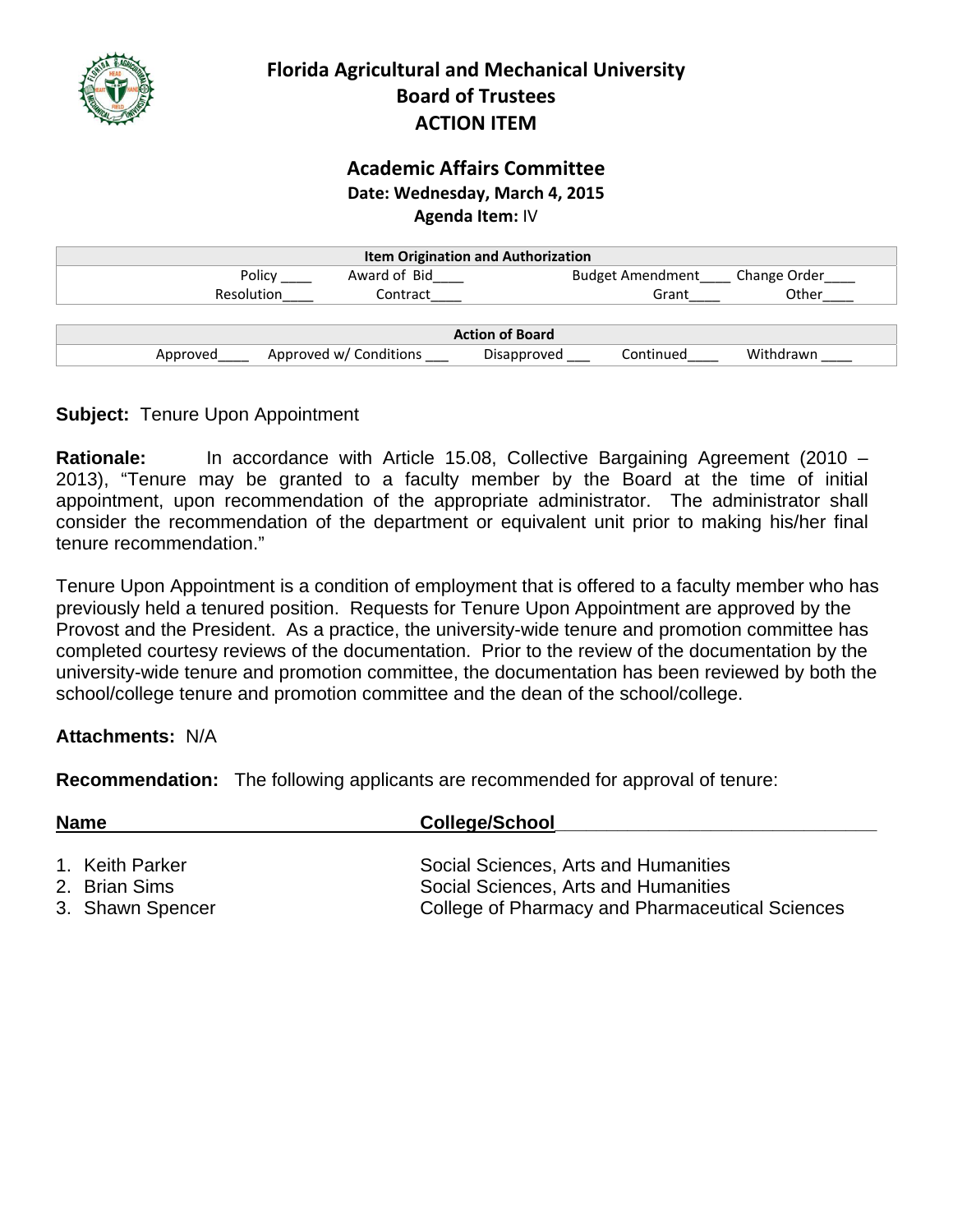# Florida Agricultural and Mechanical University
## Board of Trustees
## ACTION ITEM

### Academic Affairs Committee
**Date: Wednesday, March 4, 2015**
**Agenda Item:** IV

| Item Origination and Authorization | | | |
|---|---|---|---|
| Policy ____ | Award of Bid____ | Budget Amendment____ | Change Order____ |
| Resolution____ | Contract____ | Grant____ | Other____ |

| Action of Board | | | | |
|---|---|---|---|---|
| Approved____ | Approved w/ Conditions ___ | Disapproved ___ | Continued____ | Withdrawn ____ |

**Subject:** Tenure Upon Appointment

**Rationale:** In accordance with Article 15.08, Collective Bargaining Agreement (2010 – 2013), "Tenure may be granted to a faculty member by the Board at the time of initial appointment, upon recommendation of the appropriate administrator. The administrator shall consider the recommendation of the department or equivalent unit prior to making his/her final tenure recommendation."

Tenure Upon Appointment is a condition of employment that is offered to a faculty member who has previously held a tenured position. Requests for Tenure Upon Appointment are approved by the Provost and the President. As a practice, the university-wide tenure and promotion committee has completed courtesy reviews of the documentation. Prior to the review of the documentation by the university-wide tenure and promotion committee, the documentation has been reviewed by both the school/college tenure and promotion committee and the dean of the school/college.

**Attachments:** N/A

**Recommendation:** The following applicants are recommended for approval of tenure:

| Name | College/School |
|---|---|
| 1. Keith Parker | Social Sciences, Arts and Humanities |
| 2. Brian Sims | Social Sciences, Arts and Humanities |
| 3. Shawn Spencer | College of Pharmacy and Pharmaceutical Sciences |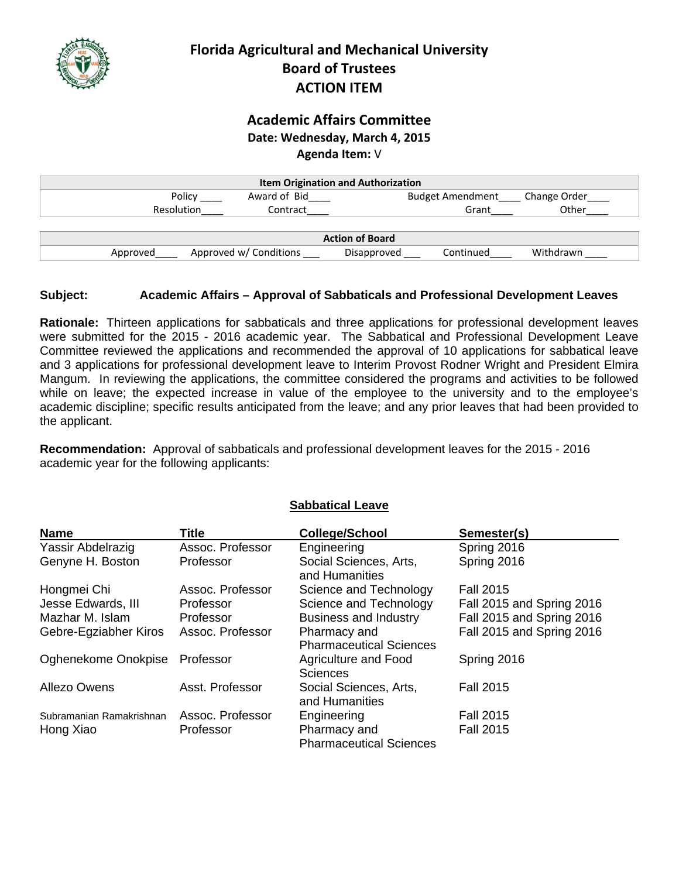# Florida Agricultural and Mechanical University
## Board of Trustees
## ACTION ITEM

### Academic Affairs Committee
**Date: Wednesday, March 4, 2015**
**Agenda Item:** V

| Item Origination and Authorization | | | |
|---|---|---|---|
| Policy ____ | Award of Bid____ | Budget Amendment____ | Change Order____ |
| Resolution____ | Contract____ | Grant____ | Other____ |

| Action of Board | | | | |
|---|---|---|---|---|
| Approved____ | Approved w/ Conditions ___ | Disapproved ___ | Continued____ | Withdrawn ____ |

**Subject:** **Academic Affairs – Approval of Sabbaticals and Professional Development Leaves**

**Rationale:** Thirteen applications for sabbaticals and three applications for professional development leaves were submitted for the 2015 - 2016 academic year. The Sabbatical and Professional Development Leave Committee reviewed the applications and recommended the approval of 10 applications for sabbatical leave and 3 applications for professional development leave to Interim Provost Rodner Wright and President Elmira Mangum. In reviewing the applications, the committee considered the programs and activities to be followed while on leave; the expected increase in value of the employee to the university and to the employee's academic discipline; specific results anticipated from the leave; and any prior leaves that had been provided to the applicant.

**Recommendation:** Approval of sabbaticals and professional development leaves for the 2015 - 2016 academic year for the following applicants:

**Sabbatical Leave**

| Name | Title | College/School | Semester(s) |
|---|---|---|---|
| Yassir Abdelrazig | Assoc. Professor | Engineering | Spring 2016 |
| Genyne H. Boston | Professor | Social Sciences, Arts, and Humanities | Spring 2016 |
| Hongmei Chi | Assoc. Professor | Science and Technology | Fall 2015 |
| Jesse Edwards, III | Professor | Science and Technology | Fall 2015 and Spring 2016 |
| Mazhar M. Islam | Professor | Business and Industry | Fall 2015 and Spring 2016 |
| Gebre-Egziabher Kiros | Assoc. Professor | Pharmacy and Pharmaceutical Sciences | Fall 2015 and Spring 2016 |
| Oghenekome Onokpise | Professor | Agriculture and Food Sciences | Spring 2016 |
| Allezo Owens | Asst. Professor | Social Sciences, Arts, and Humanities | Fall 2015 |
| Subramanian Ramakrishnan | Assoc. Professor | Engineering | Fall 2015 |
| Hong Xiao | Professor | Pharmacy and Pharmaceutical Sciences | Fall 2015 |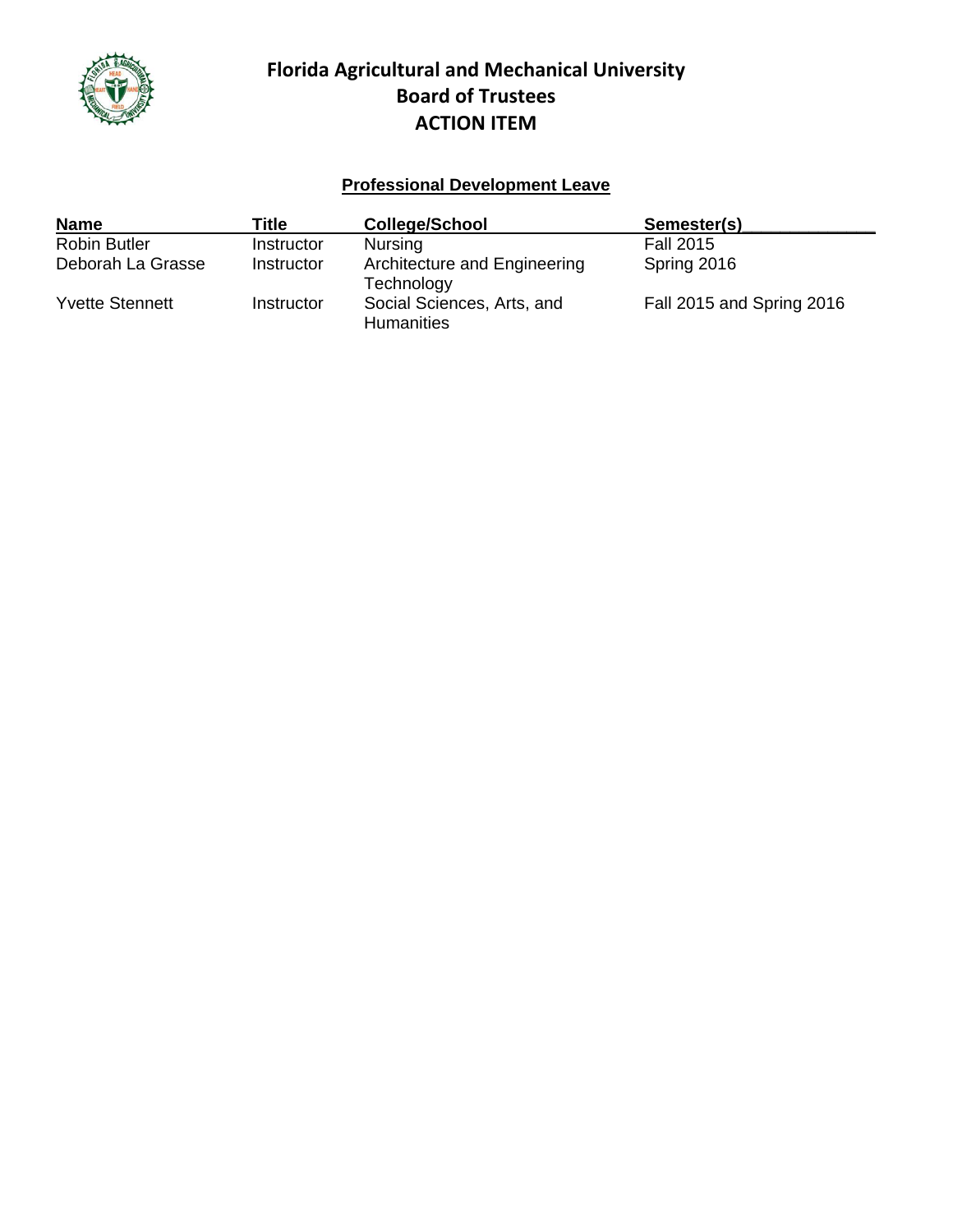# Florida Agricultural and Mechanical University
## Board of Trustees
## ACTION ITEM

### Professional Development Leave

| Name | Title | College/School | Semester(s) |
|---|---|---|---|
| Robin Butler | Instructor | Nursing | Fall 2015 |
| Deborah La Grasse | Instructor | Architecture and Engineering Technology | Spring 2016 |
| Yvette Stennett | Instructor | Social Sciences, Arts, and Humanities | Fall 2015 and Spring 2016 |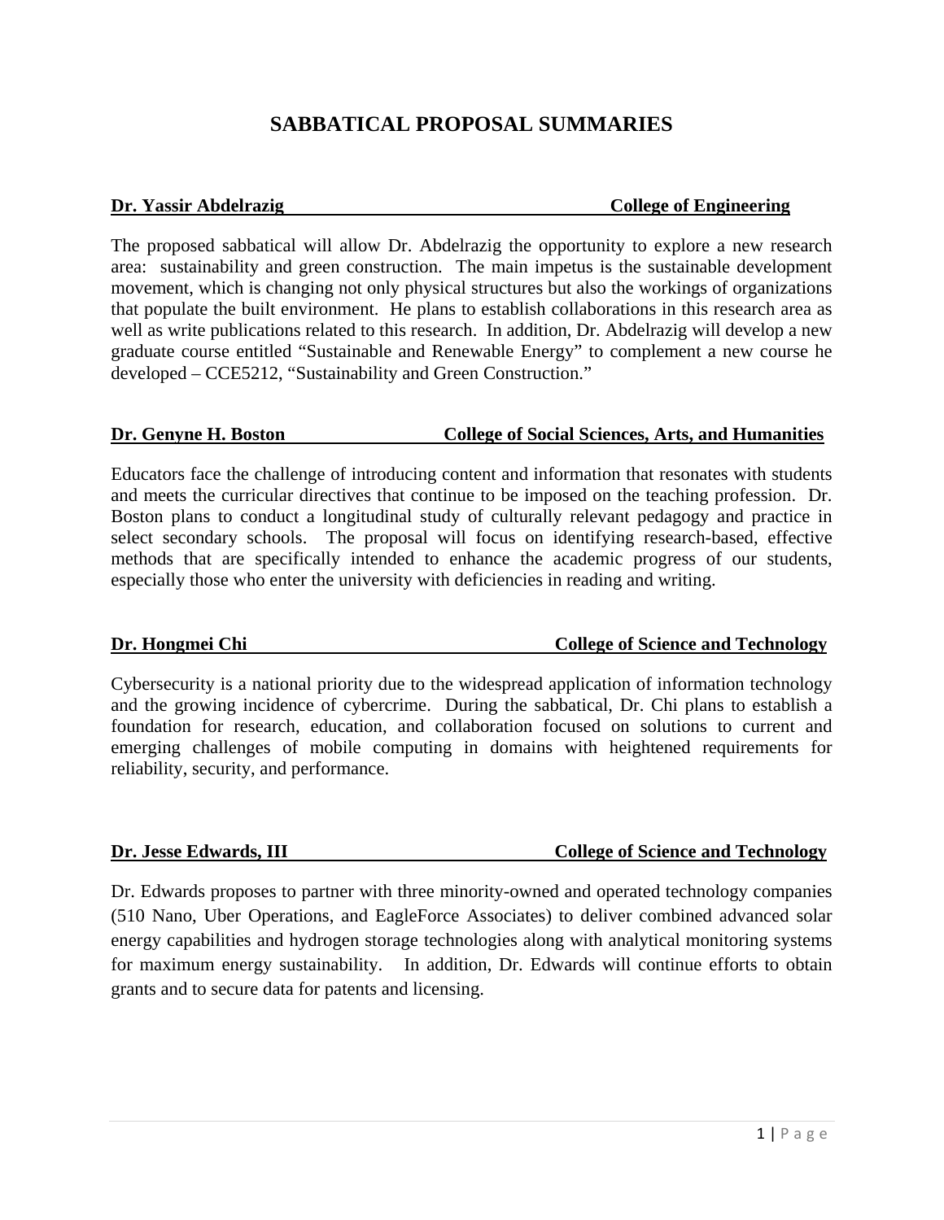# SABBATICAL PROPOSAL SUMMARIES

**Dr. Yassir Abdelrazig** **College of Engineering**

The proposed sabbatical will allow Dr. Abdelrazig the opportunity to explore a new research area: sustainability and green construction. The main impetus is the sustainable development movement, which is changing not only physical structures but also the workings of organizations that populate the built environment. He plans to establish collaborations in this research area as well as write publications related to this research. In addition, Dr. Abdelrazig will develop a new graduate course entitled "Sustainable and Renewable Energy" to complement a new course he developed – CCE5212, "Sustainability and Green Construction."

**Dr. Genyne H. Boston** **College of Social Sciences, Arts, and Humanities**

Educators face the challenge of introducing content and information that resonates with students and meets the curricular directives that continue to be imposed on the teaching profession. Dr. Boston plans to conduct a longitudinal study of culturally relevant pedagogy and practice in select secondary schools. The proposal will focus on identifying research-based, effective methods that are specifically intended to enhance the academic progress of our students, especially those who enter the university with deficiencies in reading and writing.

**Dr. Hongmei Chi** **College of Science and Technology**

Cybersecurity is a national priority due to the widespread application of information technology and the growing incidence of cybercrime. During the sabbatical, Dr. Chi plans to establish a foundation for research, education, and collaboration focused on solutions to current and emerging challenges of mobile computing in domains with heightened requirements for reliability, security, and performance.

**Dr. Jesse Edwards, III** **College of Science and Technology**

Dr. Edwards proposes to partner with three minority-owned and operated technology companies (510 Nano, Uber Operations, and EagleForce Associates) to deliver combined advanced solar energy capabilities and hydrogen storage technologies along with analytical monitoring systems for maximum energy sustainability. In addition, Dr. Edwards will continue efforts to obtain grants and to secure data for patents and licensing.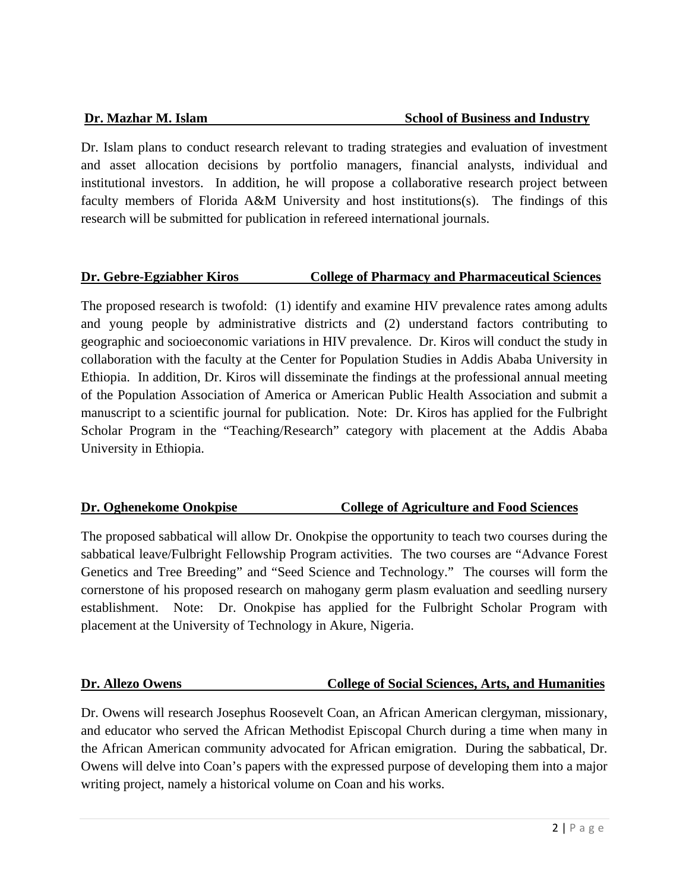**Dr. Mazhar M. Islam — School of Business and Industry**

Dr. Islam plans to conduct research relevant to trading strategies and evaluation of investment and asset allocation decisions by portfolio managers, financial analysts, individual and institutional investors. In addition, he will propose a collaborative research project between faculty members of Florida A&M University and host institutions(s). The findings of this research will be submitted for publication in refereed international journals.

**Dr. Gebre-Egziabher Kiros — College of Pharmacy and Pharmaceutical Sciences**

The proposed research is twofold: (1) identify and examine HIV prevalence rates among adults and young people by administrative districts and (2) understand factors contributing to geographic and socioeconomic variations in HIV prevalence. Dr. Kiros will conduct the study in collaboration with the faculty at the Center for Population Studies in Addis Ababa University in Ethiopia. In addition, Dr. Kiros will disseminate the findings at the professional annual meeting of the Population Association of America or American Public Health Association and submit a manuscript to a scientific journal for publication. Note: Dr. Kiros has applied for the Fulbright Scholar Program in the "Teaching/Research" category with placement at the Addis Ababa University in Ethiopia.

**Dr. Oghenekome Onokpise — College of Agriculture and Food Sciences**

The proposed sabbatical will allow Dr. Onokpise the opportunity to teach two courses during the sabbatical leave/Fulbright Fellowship Program activities. The two courses are "Advance Forest Genetics and Tree Breeding" and "Seed Science and Technology." The courses will form the cornerstone of his proposed research on mahogany germ plasm evaluation and seedling nursery establishment. Note: Dr. Onokpise has applied for the Fulbright Scholar Program with placement at the University of Technology in Akure, Nigeria.

**Dr. Allezo Owens — College of Social Sciences, Arts, and Humanities**

Dr. Owens will research Josephus Roosevelt Coan, an African American clergyman, missionary, and educator who served the African Methodist Episcopal Church during a time when many in the African American community advocated for African emigration. During the sabbatical, Dr. Owens will delve into Coan's papers with the expressed purpose of developing them into a major writing project, namely a historical volume on Coan and his works.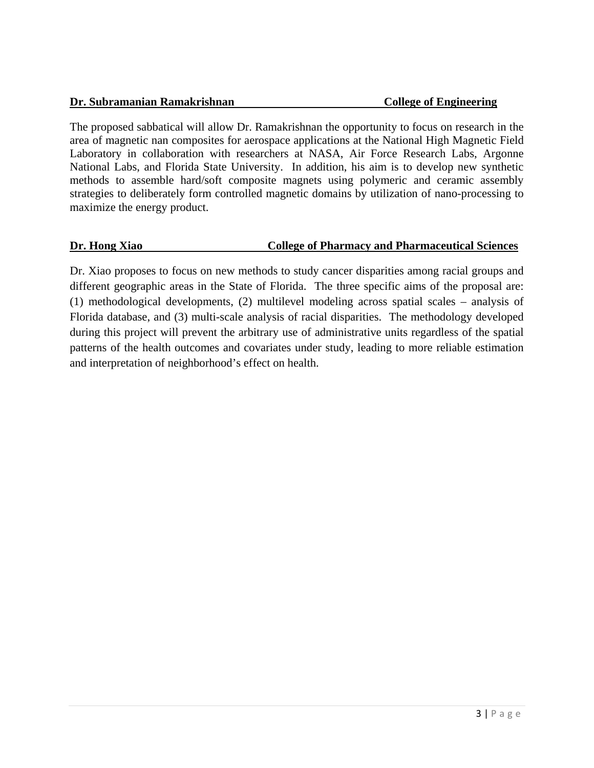**Dr. Subramanian Ramakrishnan** **College of Engineering**

The proposed sabbatical will allow Dr. Ramakrishnan the opportunity to focus on research in the area of magnetic nan composites for aerospace applications at the National High Magnetic Field Laboratory in collaboration with researchers at NASA, Air Force Research Labs, Argonne National Labs, and Florida State University. In addition, his aim is to develop new synthetic methods to assemble hard/soft composite magnets using polymeric and ceramic assembly strategies to deliberately form controlled magnetic domains by utilization of nano-processing to maximize the energy product.

**Dr. Hong Xiao** **College of Pharmacy and Pharmaceutical Sciences**

Dr. Xiao proposes to focus on new methods to study cancer disparities among racial groups and different geographic areas in the State of Florida. The three specific aims of the proposal are: (1) methodological developments, (2) multilevel modeling across spatial scales – analysis of Florida database, and (3) multi-scale analysis of racial disparities. The methodology developed during this project will prevent the arbitrary use of administrative units regardless of the spatial patterns of the health outcomes and covariates under study, leading to more reliable estimation and interpretation of neighborhood's effect on health.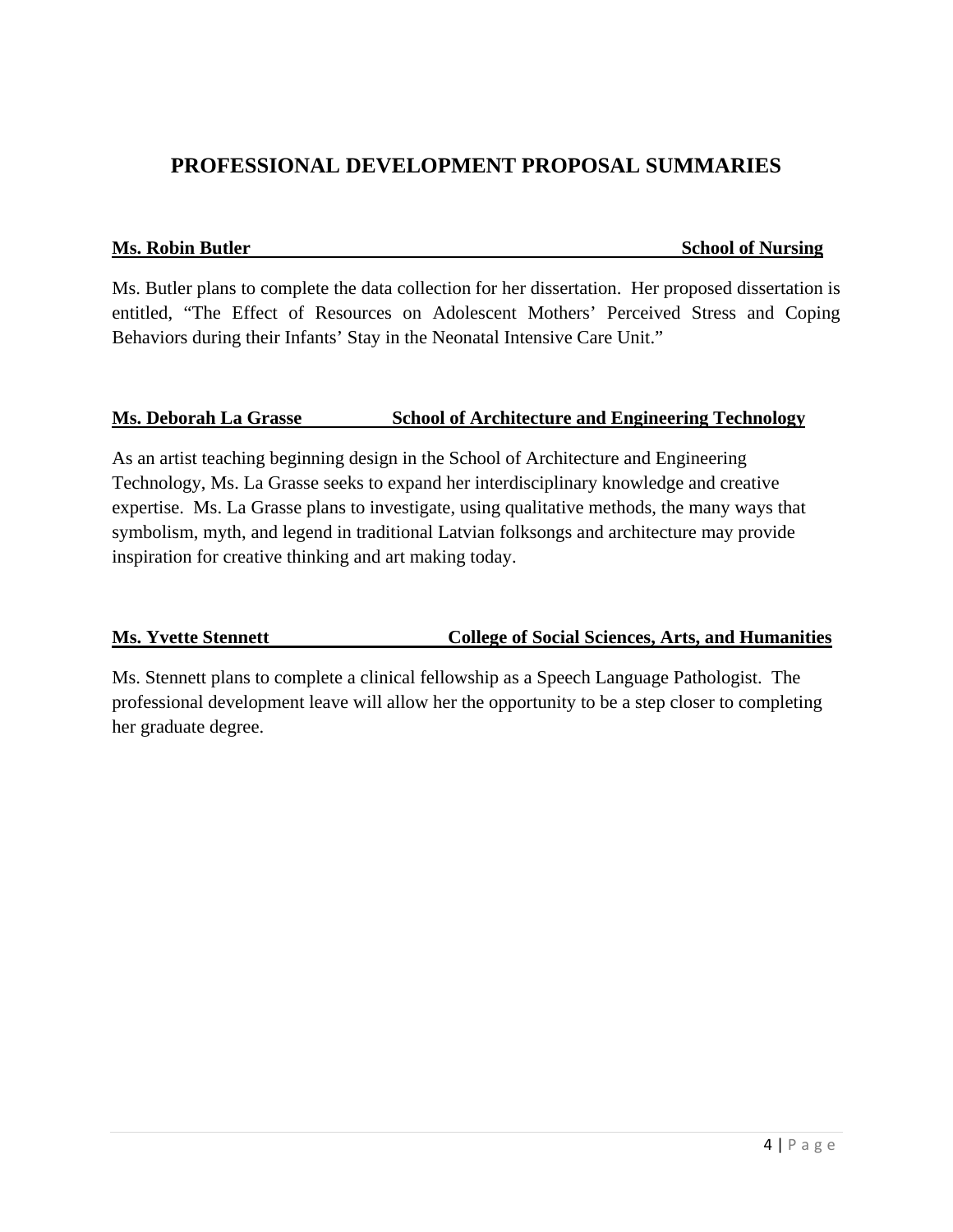## PROFESSIONAL DEVELOPMENT PROPOSAL SUMMARIES

**Ms. Robin Butler — School of Nursing**

Ms. Butler plans to complete the data collection for her dissertation. Her proposed dissertation is entitled, "The Effect of Resources on Adolescent Mothers' Perceived Stress and Coping Behaviors during their Infants' Stay in the Neonatal Intensive Care Unit."

**Ms. Deborah La Grasse — School of Architecture and Engineering Technology**

As an artist teaching beginning design in the School of Architecture and Engineering Technology, Ms. La Grasse seeks to expand her interdisciplinary knowledge and creative expertise. Ms. La Grasse plans to investigate, using qualitative methods, the many ways that symbolism, myth, and legend in traditional Latvian folksongs and architecture may provide inspiration for creative thinking and art making today.

**Ms. Yvette Stennett — College of Social Sciences, Arts, and Humanities**

Ms. Stennett plans to complete a clinical fellowship as a Speech Language Pathologist. The professional development leave will allow her the opportunity to be a step closer to completing her graduate degree.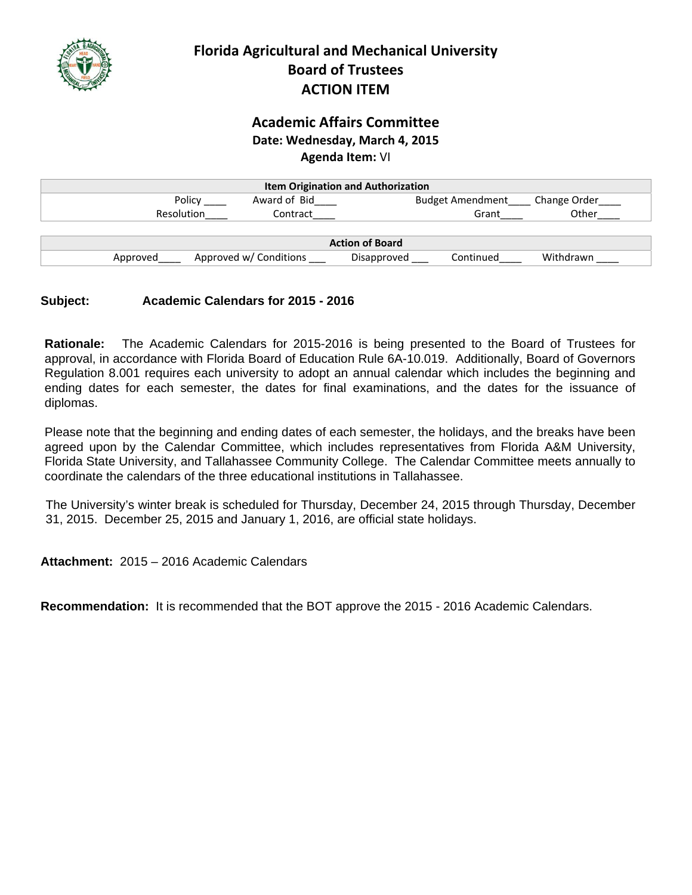# Florida Agricultural and Mechanical University
## Board of Trustees
## ACTION ITEM

### Academic Affairs Committee
**Date: Wednesday, March 4, 2015**
**Agenda Item:** VI

| Item Origination and Authorization | | | |
|---|---|---|---|
| Policy ____ | Award of Bid____ | Budget Amendment____ | Change Order____ |
| Resolution____ | Contract____ | Grant____ | Other____ |

| Action of Board | | | | |
|---|---|---|---|---|
| Approved____ | Approved w/ Conditions ___ | Disapproved ___ | Continued____ | Withdrawn ____ |

**Subject:** **Academic Calendars for 2015 - 2016**

**Rationale:** The Academic Calendars for 2015-2016 is being presented to the Board of Trustees for approval, in accordance with Florida Board of Education Rule 6A-10.019. Additionally, Board of Governors Regulation 8.001 requires each university to adopt an annual calendar which includes the beginning and ending dates for each semester, the dates for final examinations, and the dates for the issuance of diplomas.

Please note that the beginning and ending dates of each semester, the holidays, and the breaks have been agreed upon by the Calendar Committee, which includes representatives from Florida A&M University, Florida State University, and Tallahassee Community College. The Calendar Committee meets annually to coordinate the calendars of the three educational institutions in Tallahassee.

The University's winter break is scheduled for Thursday, December 24, 2015 through Thursday, December 31, 2015. December 25, 2015 and January 1, 2016, are official state holidays.

**Attachment:** 2015 – 2016 Academic Calendars

**Recommendation:** It is recommended that the BOT approve the 2015 - 2016 Academic Calendars.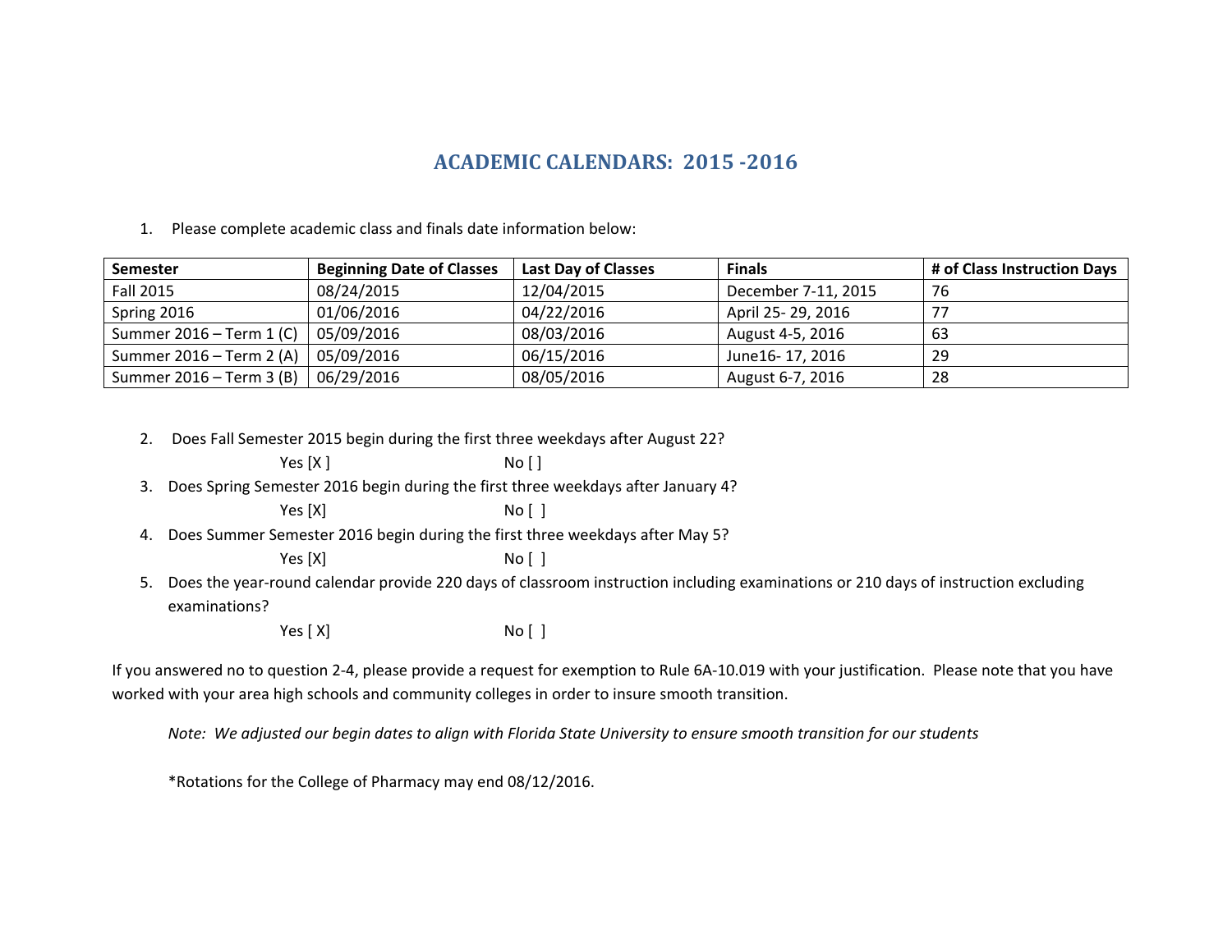# ACADEMIC CALENDARS: 2015 -2016

1. Please complete academic class and finals date information below:

| Semester | Beginning Date of Classes | Last Day of Classes | Finals | # of Class Instruction Days |
|---|---|---|---|---|
| Fall 2015 | 08/24/2015 | 12/04/2015 | December 7-11, 2015 | 76 |
| Spring 2016 | 01/06/2016 | 04/22/2016 | April 25- 29, 2016 | 77 |
| Summer 2016 – Term 1 (C) | 05/09/2016 | 08/03/2016 | August 4-5, 2016 | 63 |
| Summer 2016 – Term 2 (A) | 05/09/2016 | 06/15/2016 | June16- 17, 2016 | 29 |
| Summer 2016 – Term 3 (B) | 06/29/2016 | 08/05/2016 | August 6-7, 2016 | 28 |

2. Does Fall Semester 2015 begin during the first three weekdays after August 22?

   Yes [X ]    No [ ]

3. Does Spring Semester 2016 begin during the first three weekdays after January 4?

   Yes [X]    No [ ]

4. Does Summer Semester 2016 begin during the first three weekdays after May 5?

   Yes [X]    No [ ]

5. Does the year-round calendar provide 220 days of classroom instruction including examinations or 210 days of instruction excluding examinations?

   Yes [ X]    No [ ]

If you answered no to question 2-4, please provide a request for exemption to Rule 6A-10.019 with your justification. Please note that you have worked with your area high schools and community colleges in order to insure smooth transition.

*Note: We adjusted our begin dates to align with Florida State University to ensure smooth transition for our students*

*Rotations for the College of Pharmacy may end 08/12/2016.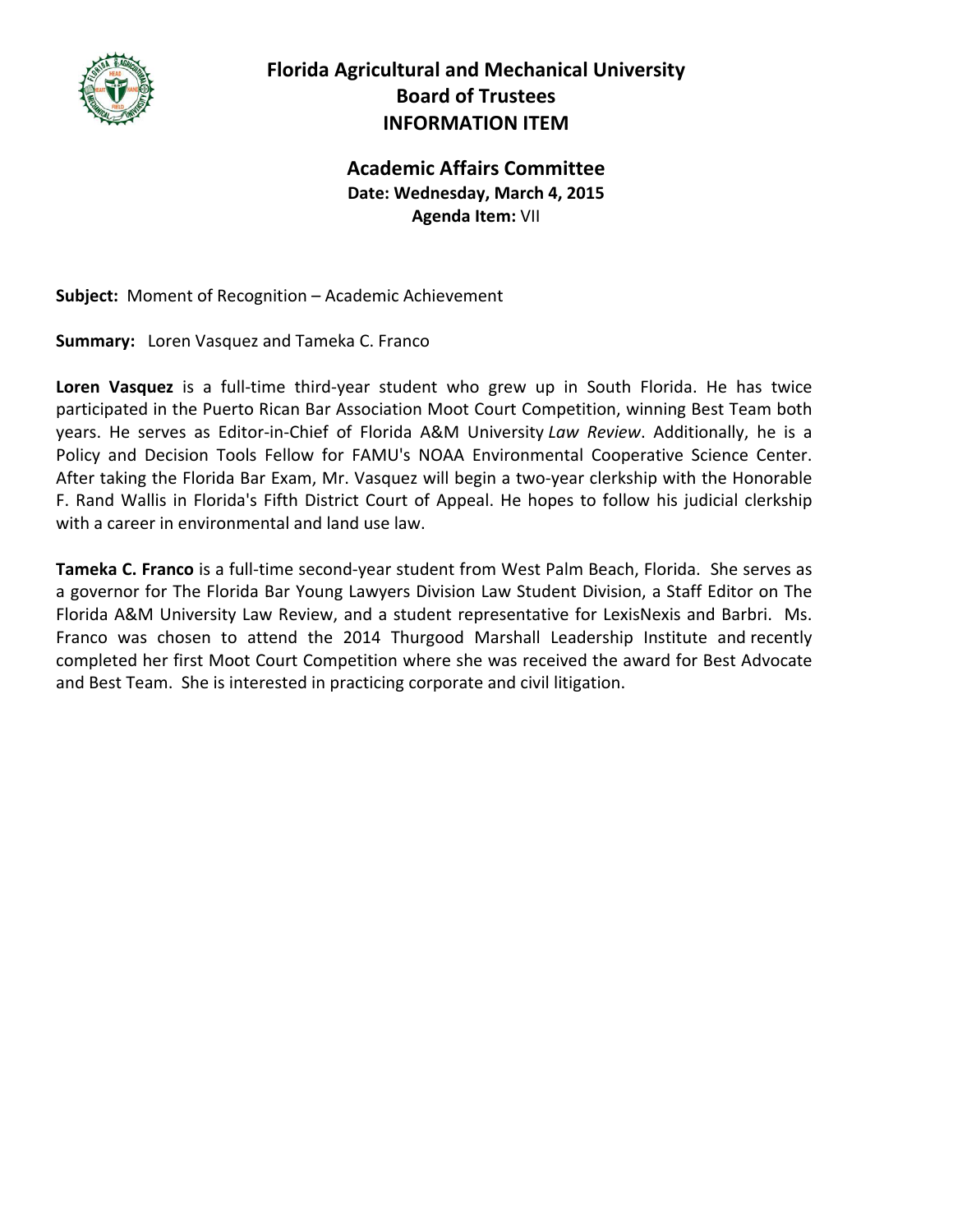# Florida Agricultural and Mechanical University
## Board of Trustees
## INFORMATION ITEM

### Academic Affairs Committee

**Date: Wednesday, March 4, 2015**

**Agenda Item:** VII

**Subject:** Moment of Recognition – Academic Achievement

**Summary:** Loren Vasquez and Tameka C. Franco

**Loren Vasquez** is a full-time third-year student who grew up in South Florida. He has twice participated in the Puerto Rican Bar Association Moot Court Competition, winning Best Team both years. He serves as Editor-in-Chief of Florida A&M University *Law Review*. Additionally, he is a Policy and Decision Tools Fellow for FAMU's NOAA Environmental Cooperative Science Center. After taking the Florida Bar Exam, Mr. Vasquez will begin a two-year clerkship with the Honorable F. Rand Wallis in Florida's Fifth District Court of Appeal. He hopes to follow his judicial clerkship with a career in environmental and land use law.

**Tameka C. Franco** is a full-time second-year student from West Palm Beach, Florida. She serves as a governor for The Florida Bar Young Lawyers Division Law Student Division, a Staff Editor on The Florida A&M University Law Review, and a student representative for LexisNexis and Barbri. Ms. Franco was chosen to attend the 2014 Thurgood Marshall Leadership Institute and recently completed her first Moot Court Competition where she was received the award for Best Advocate and Best Team. She is interested in practicing corporate and civil litigation.